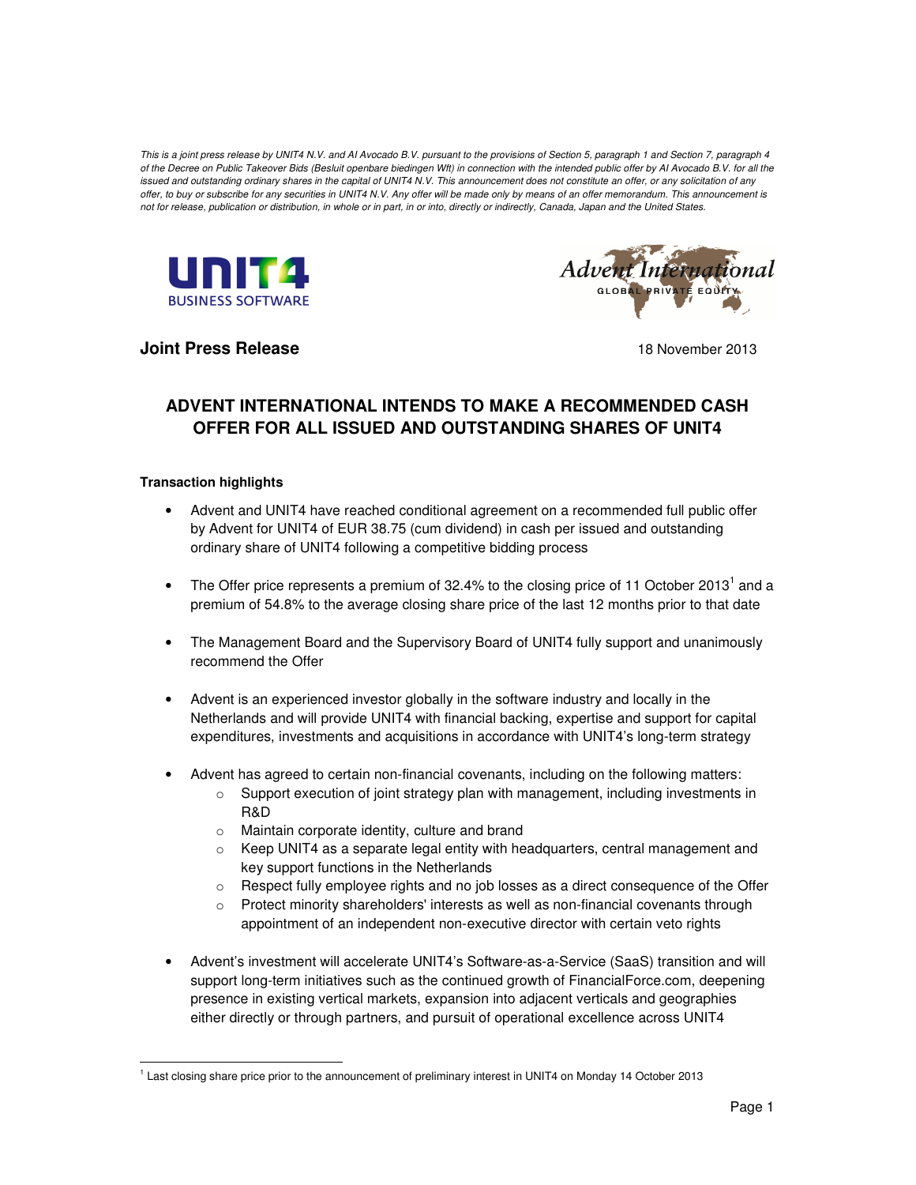*This is a joint press release by UNIT4 N.V. and AI Avocado B.V. pursuant to the provisions of Section 5, paragraph 1 and Section 7, paragraph 4 of the Decree on Public Takeover Bids (Besluit openbare biedingen Wft) in connection with the intended public offer by AI Avocado B.V. for all the issued and outstanding ordinary shares in the capital of UNIT4 N.V. This announcement does not constitute an offer, or any solicitation of any offer, to buy or subscribe for any securities in UNIT4 N.V. Any offer will be made only by means of an offer memorandum. This announcement is not for release, publication or distribution, in whole or in part, in or into, directly or indirectly, Canada, Japan and the United States.*

UNIT4 BUSINESS SOFTWARE

Advent International GLOBAL PRIVATE EQUITY

**Joint Press Release** 18 November 2013

# ADVENT INTERNATIONAL INTENDS TO MAKE A RECOMMENDED CASH OFFER FOR ALL ISSUED AND OUTSTANDING SHARES OF UNIT4

**Transaction highlights**

- Advent and UNIT4 have reached conditional agreement on a recommended full public offer by Advent for UNIT4 of EUR 38.75 (cum dividend) in cash per issued and outstanding ordinary share of UNIT4 following a competitive bidding process
- The Offer price represents a premium of 32.4% to the closing price of 11 October 2013[1] and a premium of 54.8% to the average closing share price of the last 12 months prior to that date
- The Management Board and the Supervisory Board of UNIT4 fully support and unanimously recommend the Offer
- Advent is an experienced investor globally in the software industry and locally in the Netherlands and will provide UNIT4 with financial backing, expertise and support for capital expenditures, investments and acquisitions in accordance with UNIT4's long-term strategy
- Advent has agreed to certain non-financial covenants, including on the following matters:
  - Support execution of joint strategy plan with management, including investments in R&D
  - Maintain corporate identity, culture and brand
  - Keep UNIT4 as a separate legal entity with headquarters, central management and key support functions in the Netherlands
  - Respect fully employee rights and no job losses as a direct consequence of the Offer
  - Protect minority shareholders' interests as well as non-financial covenants through appointment of an independent non-executive director with certain veto rights
- Advent's investment will accelerate UNIT4's Software-as-a-Service (SaaS) transition and will support long-term initiatives such as the continued growth of FinancialForce.com, deepening presence in existing vertical markets, expansion into adjacent verticals and geographies either directly or through partners, and pursuit of operational excellence across UNIT4

[1] Last closing share price prior to the announcement of preliminary interest in UNIT4 on Monday 14 October 2013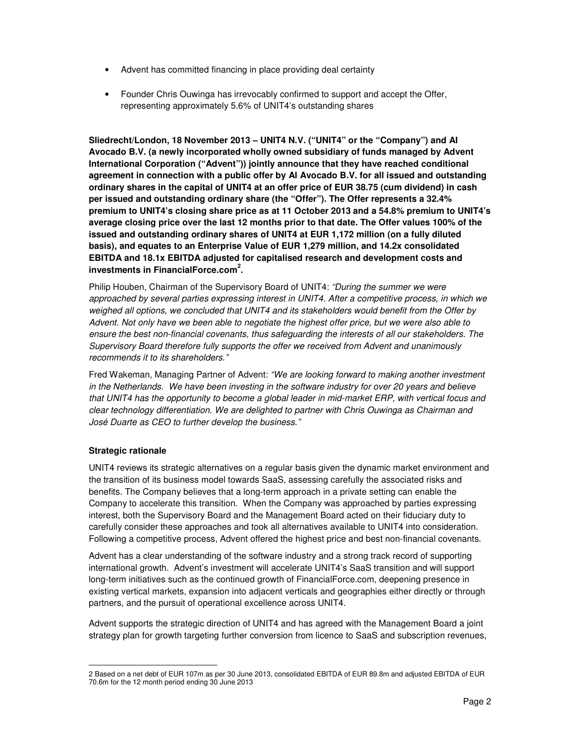- Advent has committed financing in place providing deal certainty
- Founder Chris Ouwinga has irrevocably confirmed to support and accept the Offer, representing approximately 5.6% of UNIT4's outstanding shares

**Sliedrecht/London, 18 November 2013 – UNIT4 N.V. ("UNIT4" or the "Company") and AI Avocado B.V. (a newly incorporated wholly owned subsidiary of funds managed by Advent International Corporation ("Advent")) jointly announce that they have reached conditional agreement in connection with a public offer by AI Avocado B.V. for all issued and outstanding ordinary shares in the capital of UNIT4 at an offer price of EUR 38.75 (cum dividend) in cash per issued and outstanding ordinary share (the "Offer"). The Offer represents a 32.4% premium to UNIT4's closing share price as at 11 October 2013 and a 54.8% premium to UNIT4's average closing price over the last 12 months prior to that date. The Offer values 100% of the issued and outstanding ordinary shares of UNIT4 at EUR 1,172 million (on a fully diluted basis), and equates to an Enterprise Value of EUR 1,279 million, and 14.2x consolidated EBITDA and 18.1x EBITDA adjusted for capitalised research and development costs and investments in FinancialForce.com[2].**

Philip Houben, Chairman of the Supervisory Board of UNIT4: *"During the summer we were approached by several parties expressing interest in UNIT4. After a competitive process, in which we weighed all options, we concluded that UNIT4 and its stakeholders would benefit from the Offer by Advent. Not only have we been able to negotiate the highest offer price, but we were also able to ensure the best non-financial covenants, thus safeguarding the interests of all our stakeholders. The Supervisory Board therefore fully supports the offer we received from Advent and unanimously recommends it to its shareholders."*

Fred Wakeman, Managing Partner of Advent: *"We are looking forward to making another investment in the Netherlands. We have been investing in the software industry for over 20 years and believe that UNIT4 has the opportunity to become a global leader in mid-market ERP, with vertical focus and clear technology differentiation. We are delighted to partner with Chris Ouwinga as Chairman and José Duarte as CEO to further develop the business."*

**Strategic rationale**

UNIT4 reviews its strategic alternatives on a regular basis given the dynamic market environment and the transition of its business model towards SaaS, assessing carefully the associated risks and benefits. The Company believes that a long-term approach in a private setting can enable the Company to accelerate this transition. When the Company was approached by parties expressing interest, both the Supervisory Board and the Management Board acted on their fiduciary duty to carefully consider these approaches and took all alternatives available to UNIT4 into consideration. Following a competitive process, Advent offered the highest price and best non-financial covenants.

Advent has a clear understanding of the software industry and a strong track record of supporting international growth. Advent's investment will accelerate UNIT4's SaaS transition and will support long-term initiatives such as the continued growth of FinancialForce.com, deepening presence in existing vertical markets, expansion into adjacent verticals and geographies either directly or through partners, and the pursuit of operational excellence across UNIT4.

Advent supports the strategic direction of UNIT4 and has agreed with the Management Board a joint strategy plan for growth targeting further conversion from licence to SaaS and subscription revenues,

2 Based on a net debt of EUR 107m as per 30 June 2013, consolidated EBITDA of EUR 89.8m and adjusted EBITDA of EUR 70.6m for the 12 month period ending 30 June 2013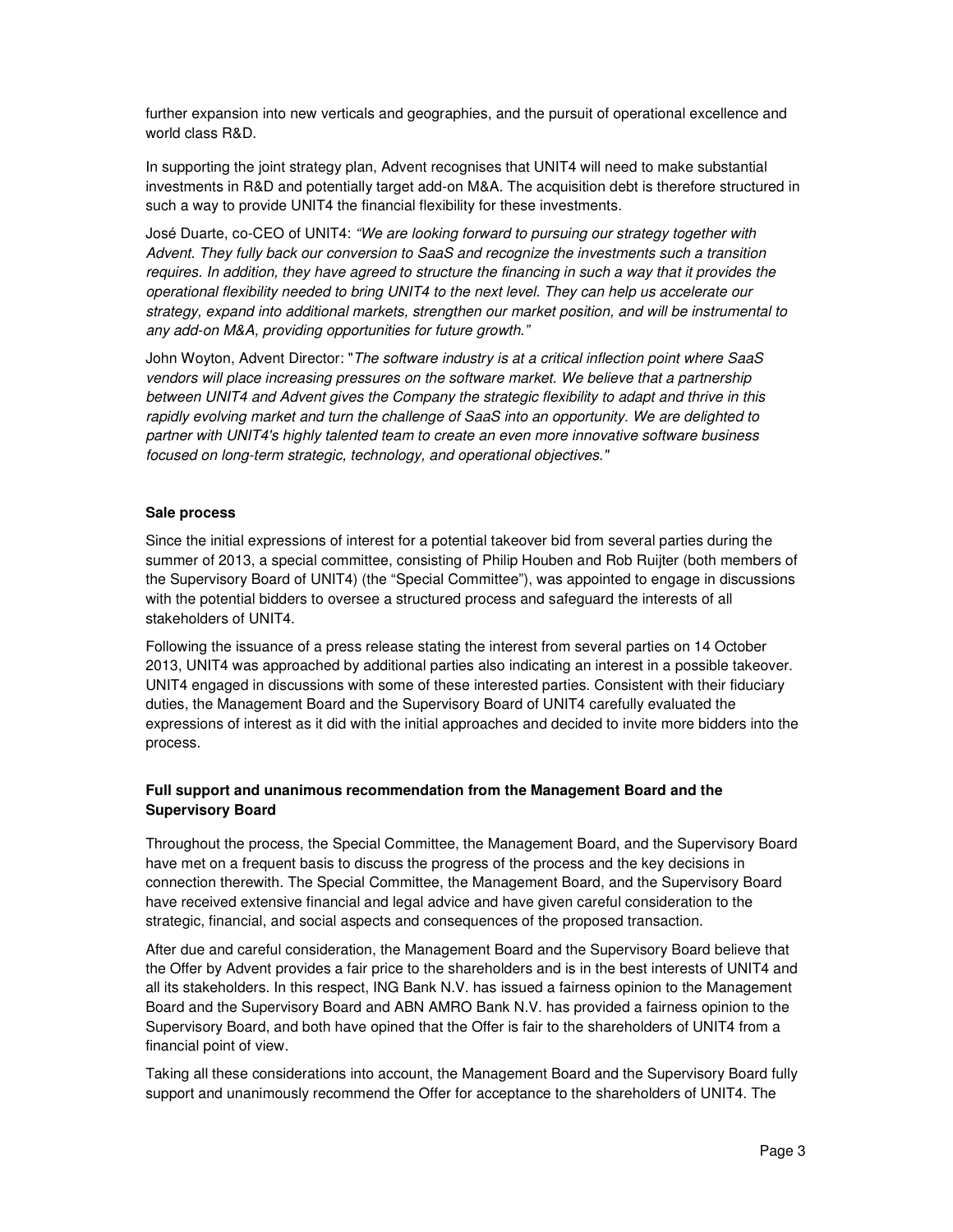further expansion into new verticals and geographies, and the pursuit of operational excellence and world class R&D.

In supporting the joint strategy plan, Advent recognises that UNIT4 will need to make substantial investments in R&D and potentially target add-on M&A. The acquisition debt is therefore structured in such a way to provide UNIT4 the financial flexibility for these investments.

José Duarte, co-CEO of UNIT4: *"We are looking forward to pursuing our strategy together with Advent. They fully back our conversion to SaaS and recognize the investments such a transition requires. In addition, they have agreed to structure the financing in such a way that it provides the operational flexibility needed to bring UNIT4 to the next level. They can help us accelerate our strategy, expand into additional markets, strengthen our market position, and will be instrumental to any add-on M&A, providing opportunities for future growth."*

John Woyton, Advent Director: "*The software industry is at a critical inflection point where SaaS vendors will place increasing pressures on the software market. We believe that a partnership between UNIT4 and Advent gives the Company the strategic flexibility to adapt and thrive in this rapidly evolving market and turn the challenge of SaaS into an opportunity. We are delighted to partner with UNIT4's highly talented team to create an even more innovative software business focused on long-term strategic, technology, and operational objectives.*"

**Sale process**

Since the initial expressions of interest for a potential takeover bid from several parties during the summer of 2013, a special committee, consisting of Philip Houben and Rob Ruijter (both members of the Supervisory Board of UNIT4) (the "Special Committee"), was appointed to engage in discussions with the potential bidders to oversee a structured process and safeguard the interests of all stakeholders of UNIT4.

Following the issuance of a press release stating the interest from several parties on 14 October 2013, UNIT4 was approached by additional parties also indicating an interest in a possible takeover. UNIT4 engaged in discussions with some of these interested parties. Consistent with their fiduciary duties, the Management Board and the Supervisory Board of UNIT4 carefully evaluated the expressions of interest as it did with the initial approaches and decided to invite more bidders into the process.

**Full support and unanimous recommendation from the Management Board and the Supervisory Board**

Throughout the process, the Special Committee, the Management Board, and the Supervisory Board have met on a frequent basis to discuss the progress of the process and the key decisions in connection therewith. The Special Committee, the Management Board, and the Supervisory Board have received extensive financial and legal advice and have given careful consideration to the strategic, financial, and social aspects and consequences of the proposed transaction.

After due and careful consideration, the Management Board and the Supervisory Board believe that the Offer by Advent provides a fair price to the shareholders and is in the best interests of UNIT4 and all its stakeholders. In this respect, ING Bank N.V. has issued a fairness opinion to the Management Board and the Supervisory Board and ABN AMRO Bank N.V. has provided a fairness opinion to the Supervisory Board, and both have opined that the Offer is fair to the shareholders of UNIT4 from a financial point of view.

Taking all these considerations into account, the Management Board and the Supervisory Board fully support and unanimously recommend the Offer for acceptance to the shareholders of UNIT4. The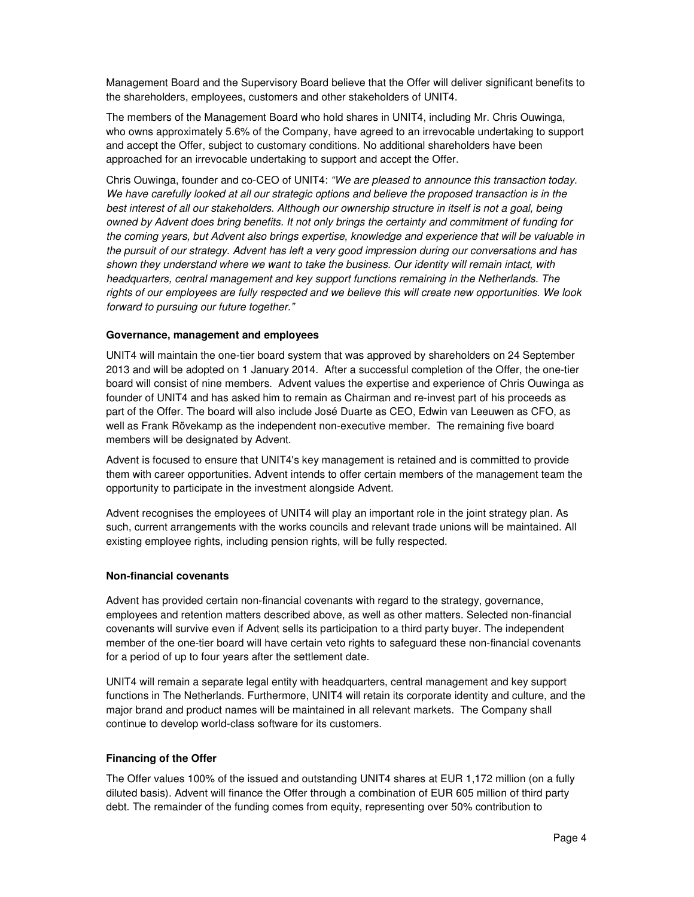Management Board and the Supervisory Board believe that the Offer will deliver significant benefits to the shareholders, employees, customers and other stakeholders of UNIT4.

The members of the Management Board who hold shares in UNIT4, including Mr. Chris Ouwinga, who owns approximately 5.6% of the Company, have agreed to an irrevocable undertaking to support and accept the Offer, subject to customary conditions. No additional shareholders have been approached for an irrevocable undertaking to support and accept the Offer.

Chris Ouwinga, founder and co-CEO of UNIT4: *"We are pleased to announce this transaction today. We have carefully looked at all our strategic options and believe the proposed transaction is in the best interest of all our stakeholders. Although our ownership structure in itself is not a goal, being owned by Advent does bring benefits. It not only brings the certainty and commitment of funding for the coming years, but Advent also brings expertise, knowledge and experience that will be valuable in the pursuit of our strategy. Advent has left a very good impression during our conversations and has shown they understand where we want to take the business. Our identity will remain intact, with headquarters, central management and key support functions remaining in the Netherlands. The rights of our employees are fully respected and we believe this will create new opportunities. We look forward to pursuing our future together."*

**Governance, management and employees**

UNIT4 will maintain the one-tier board system that was approved by shareholders on 24 September 2013 and will be adopted on 1 January 2014. After a successful completion of the Offer, the one-tier board will consist of nine members. Advent values the expertise and experience of Chris Ouwinga as founder of UNIT4 and has asked him to remain as Chairman and re-invest part of his proceeds as part of the Offer. The board will also include José Duarte as CEO, Edwin van Leeuwen as CFO, as well as Frank Rövekamp as the independent non-executive member. The remaining five board members will be designated by Advent.

Advent is focused to ensure that UNIT4's key management is retained and is committed to provide them with career opportunities. Advent intends to offer certain members of the management team the opportunity to participate in the investment alongside Advent.

Advent recognises the employees of UNIT4 will play an important role in the joint strategy plan. As such, current arrangements with the works councils and relevant trade unions will be maintained. All existing employee rights, including pension rights, will be fully respected.

**Non-financial covenants**

Advent has provided certain non-financial covenants with regard to the strategy, governance, employees and retention matters described above, as well as other matters. Selected non-financial covenants will survive even if Advent sells its participation to a third party buyer. The independent member of the one-tier board will have certain veto rights to safeguard these non-financial covenants for a period of up to four years after the settlement date.

UNIT4 will remain a separate legal entity with headquarters, central management and key support functions in The Netherlands. Furthermore, UNIT4 will retain its corporate identity and culture, and the major brand and product names will be maintained in all relevant markets. The Company shall continue to develop world-class software for its customers.

**Financing of the Offer**

The Offer values 100% of the issued and outstanding UNIT4 shares at EUR 1,172 million (on a fully diluted basis). Advent will finance the Offer through a combination of EUR 605 million of third party debt. The remainder of the funding comes from equity, representing over 50% contribution to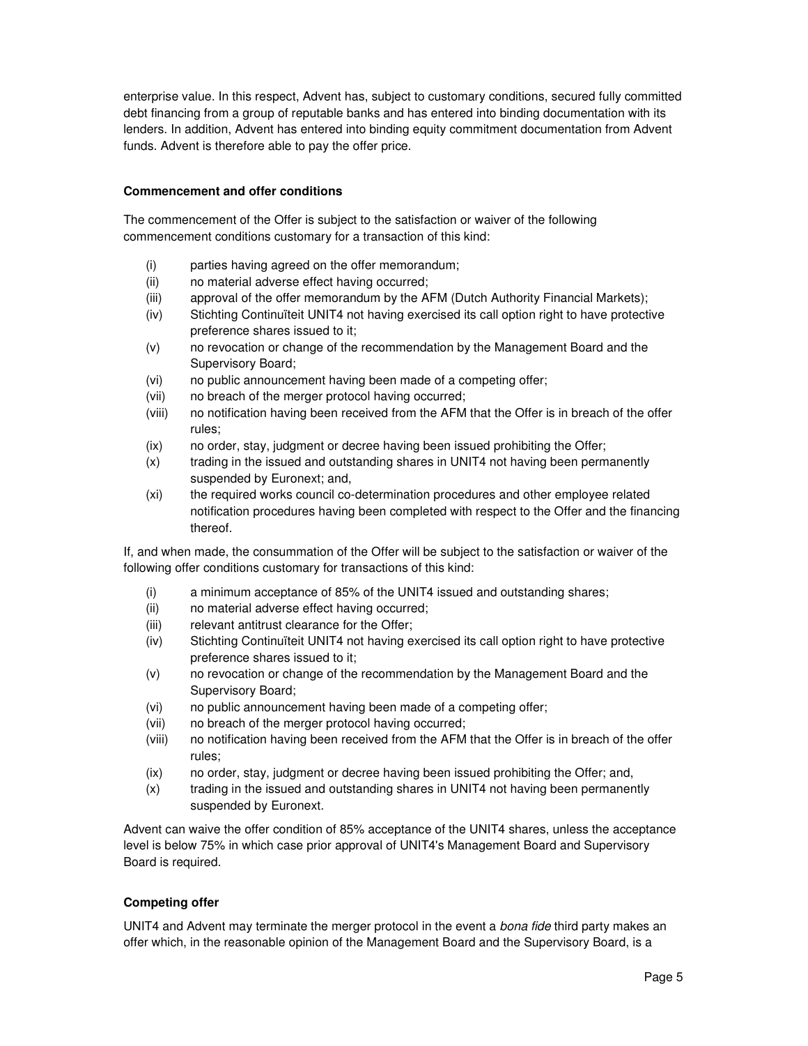enterprise value. In this respect, Advent has, subject to customary conditions, secured fully committed debt financing from a group of reputable banks and has entered into binding documentation with its lenders. In addition, Advent has entered into binding equity commitment documentation from Advent funds. Advent is therefore able to pay the offer price.

**Commencement and offer conditions**

The commencement of the Offer is subject to the satisfaction or waiver of the following commencement conditions customary for a transaction of this kind:

(i) parties having agreed on the offer memorandum;
(ii) no material adverse effect having occurred;
(iii) approval of the offer memorandum by the AFM (Dutch Authority Financial Markets);
(iv) Stichting Continuïteit UNIT4 not having exercised its call option right to have protective preference shares issued to it;
(v) no revocation or change of the recommendation by the Management Board and the Supervisory Board;
(vi) no public announcement having been made of a competing offer;
(vii) no breach of the merger protocol having occurred;
(viii) no notification having been received from the AFM that the Offer is in breach of the offer rules;
(ix) no order, stay, judgment or decree having been issued prohibiting the Offer;
(x) trading in the issued and outstanding shares in UNIT4 not having been permanently suspended by Euronext; and,
(xi) the required works council co-determination procedures and other employee related notification procedures having been completed with respect to the Offer and the financing thereof.

If, and when made, the consummation of the Offer will be subject to the satisfaction or waiver of the following offer conditions customary for transactions of this kind:

(i) a minimum acceptance of 85% of the UNIT4 issued and outstanding shares;
(ii) no material adverse effect having occurred;
(iii) relevant antitrust clearance for the Offer;
(iv) Stichting Continuïteit UNIT4 not having exercised its call option right to have protective preference shares issued to it;
(v) no revocation or change of the recommendation by the Management Board and the Supervisory Board;
(vi) no public announcement having been made of a competing offer;
(vii) no breach of the merger protocol having occurred;
(viii) no notification having been received from the AFM that the Offer is in breach of the offer rules;
(ix) no order, stay, judgment or decree having been issued prohibiting the Offer; and,
(x) trading in the issued and outstanding shares in UNIT4 not having been permanently suspended by Euronext.

Advent can waive the offer condition of 85% acceptance of the UNIT4 shares, unless the acceptance level is below 75% in which case prior approval of UNIT4's Management Board and Supervisory Board is required.

**Competing offer**

UNIT4 and Advent may terminate the merger protocol in the event a *bona fide* third party makes an offer which, in the reasonable opinion of the Management Board and the Supervisory Board, is a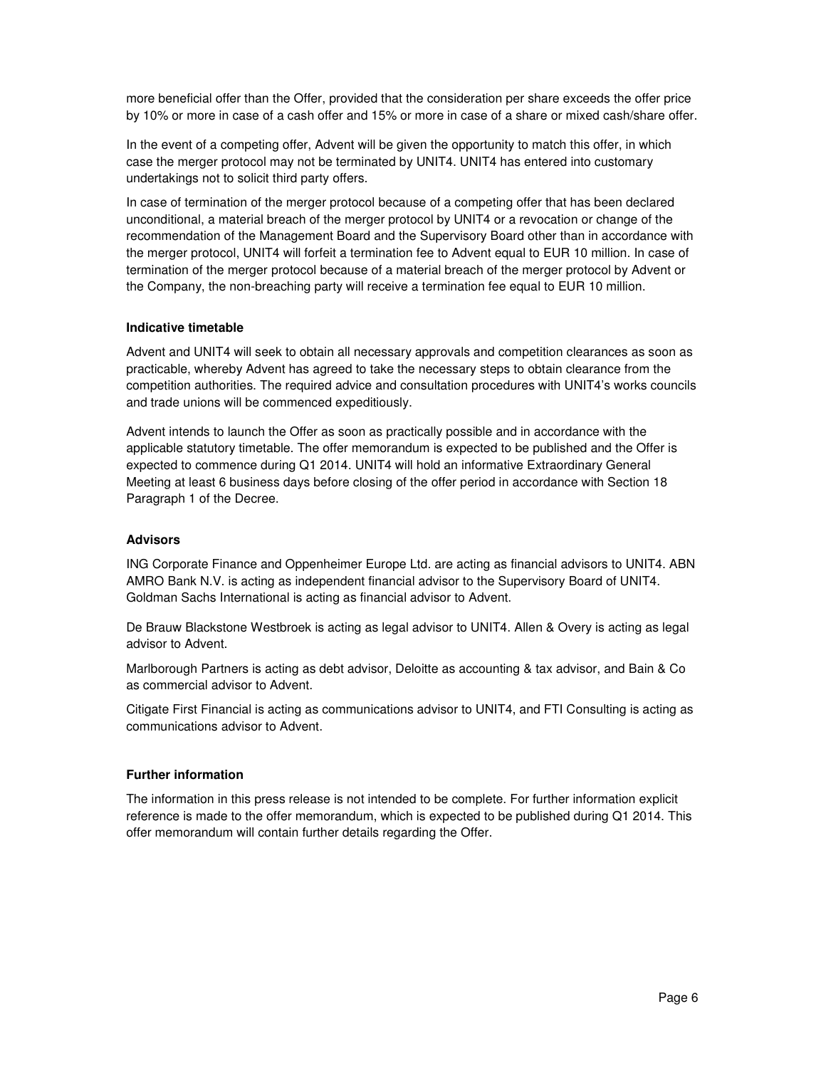more beneficial offer than the Offer, provided that the consideration per share exceeds the offer price by 10% or more in case of a cash offer and 15% or more in case of a share or mixed cash/share offer.

In the event of a competing offer, Advent will be given the opportunity to match this offer, in which case the merger protocol may not be terminated by UNIT4. UNIT4 has entered into customary undertakings not to solicit third party offers.

In case of termination of the merger protocol because of a competing offer that has been declared unconditional, a material breach of the merger protocol by UNIT4 or a revocation or change of the recommendation of the Management Board and the Supervisory Board other than in accordance with the merger protocol, UNIT4 will forfeit a termination fee to Advent equal to EUR 10 million. In case of termination of the merger protocol because of a material breach of the merger protocol by Advent or the Company, the non-breaching party will receive a termination fee equal to EUR 10 million.

**Indicative timetable**

Advent and UNIT4 will seek to obtain all necessary approvals and competition clearances as soon as practicable, whereby Advent has agreed to take the necessary steps to obtain clearance from the competition authorities. The required advice and consultation procedures with UNIT4's works councils and trade unions will be commenced expeditiously.

Advent intends to launch the Offer as soon as practically possible and in accordance with the applicable statutory timetable. The offer memorandum is expected to be published and the Offer is expected to commence during Q1 2014. UNIT4 will hold an informative Extraordinary General Meeting at least 6 business days before closing of the offer period in accordance with Section 18 Paragraph 1 of the Decree.

**Advisors**

ING Corporate Finance and Oppenheimer Europe Ltd. are acting as financial advisors to UNIT4. ABN AMRO Bank N.V. is acting as independent financial advisor to the Supervisory Board of UNIT4. Goldman Sachs International is acting as financial advisor to Advent.

De Brauw Blackstone Westbroek is acting as legal advisor to UNIT4. Allen & Overy is acting as legal advisor to Advent.

Marlborough Partners is acting as debt advisor, Deloitte as accounting & tax advisor, and Bain & Co as commercial advisor to Advent.

Citigate First Financial is acting as communications advisor to UNIT4, and FTI Consulting is acting as communications advisor to Advent.

**Further information**

The information in this press release is not intended to be complete. For further information explicit reference is made to the offer memorandum, which is expected to be published during Q1 2014. This offer memorandum will contain further details regarding the Offer.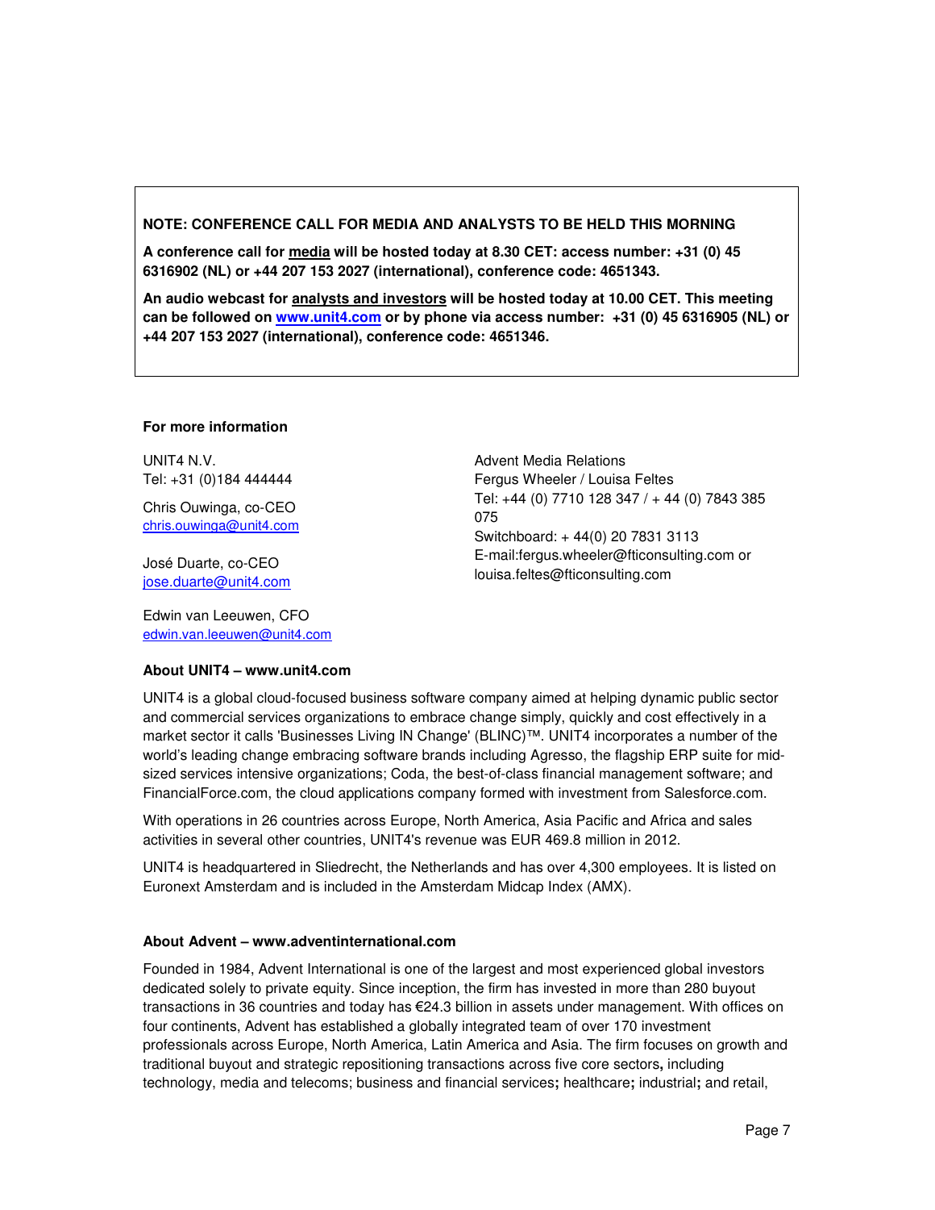**NOTE: CONFERENCE CALL FOR MEDIA AND ANALYSTS TO BE HELD THIS MORNING**

**A conference call for media will be hosted today at 8.30 CET: access number: +31 (0) 45 6316902 (NL) or +44 207 153 2027 (international), conference code: 4651343.**

**An audio webcast for analysts and investors will be hosted today at 10.00 CET. This meeting can be followed on www.unit4.com or by phone via access number: +31 (0) 45 6316905 (NL) or +44 207 153 2027 (international), conference code: 4651346.**

**For more information**

UNIT4 N.V.
Tel: +31 (0)184 444444

Chris Ouwinga, co-CEO
chris.ouwinga@unit4.com

José Duarte, co-CEO
jose.duarte@unit4.com

Edwin van Leeuwen, CFO
edwin.van.leeuwen@unit4.com

Advent Media Relations
Fergus Wheeler / Louisa Feltes
Tel: +44 (0) 7710 128 347 / + 44 (0) 7843 385 075
Switchboard: + 44(0) 20 7831 3113
E-mail:fergus.wheeler@fticonsulting.com or louisa.feltes@fticonsulting.com

**About UNIT4 – www.unit4.com**

UNIT4 is a global cloud-focused business software company aimed at helping dynamic public sector and commercial services organizations to embrace change simply, quickly and cost effectively in a market sector it calls 'Businesses Living IN Change' (BLINC)™. UNIT4 incorporates a number of the world's leading change embracing software brands including Agresso, the flagship ERP suite for mid-sized services intensive organizations; Coda, the best-of-class financial management software; and FinancialForce.com, the cloud applications company formed with investment from Salesforce.com.

With operations in 26 countries across Europe, North America, Asia Pacific and Africa and sales activities in several other countries, UNIT4's revenue was EUR 469.8 million in 2012.

UNIT4 is headquartered in Sliedrecht, the Netherlands and has over 4,300 employees. It is listed on Euronext Amsterdam and is included in the Amsterdam Midcap Index (AMX).

**About Advent – www.adventinternational.com**

Founded in 1984, Advent International is one of the largest and most experienced global investors dedicated solely to private equity. Since inception, the firm has invested in more than 280 buyout transactions in 36 countries and today has €24.3 billion in assets under management. With offices on four continents, Advent has established a globally integrated team of over 170 investment professionals across Europe, North America, Latin America and Asia. The firm focuses on growth and traditional buyout and strategic repositioning transactions across five core sectors, including technology, media and telecoms; business and financial services; healthcare; industrial; and retail,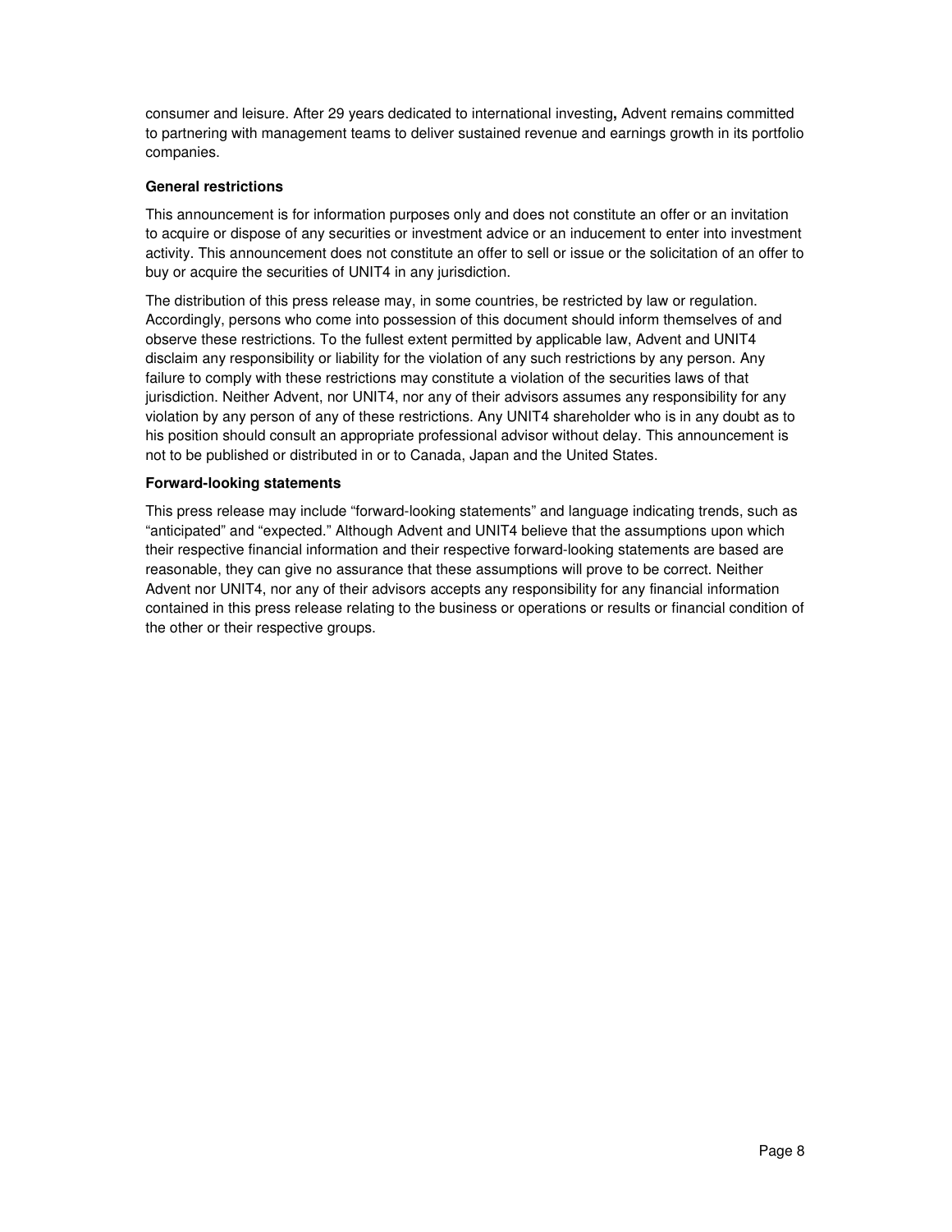consumer and leisure. After 29 years dedicated to international investing**,** Advent remains committed to partnering with management teams to deliver sustained revenue and earnings growth in its portfolio companies.

**General restrictions**

This announcement is for information purposes only and does not constitute an offer or an invitation to acquire or dispose of any securities or investment advice or an inducement to enter into investment activity. This announcement does not constitute an offer to sell or issue or the solicitation of an offer to buy or acquire the securities of UNIT4 in any jurisdiction.

The distribution of this press release may, in some countries, be restricted by law or regulation. Accordingly, persons who come into possession of this document should inform themselves of and observe these restrictions. To the fullest extent permitted by applicable law, Advent and UNIT4 disclaim any responsibility or liability for the violation of any such restrictions by any person. Any failure to comply with these restrictions may constitute a violation of the securities laws of that jurisdiction. Neither Advent, nor UNIT4, nor any of their advisors assumes any responsibility for any violation by any person of any of these restrictions. Any UNIT4 shareholder who is in any doubt as to his position should consult an appropriate professional advisor without delay. This announcement is not to be published or distributed in or to Canada, Japan and the United States.

**Forward-looking statements**

This press release may include "forward-looking statements" and language indicating trends, such as "anticipated" and "expected." Although Advent and UNIT4 believe that the assumptions upon which their respective financial information and their respective forward-looking statements are based are reasonable, they can give no assurance that these assumptions will prove to be correct. Neither Advent nor UNIT4, nor any of their advisors accepts any responsibility for any financial information contained in this press release relating to the business or operations or results or financial condition of the other or their respective groups.